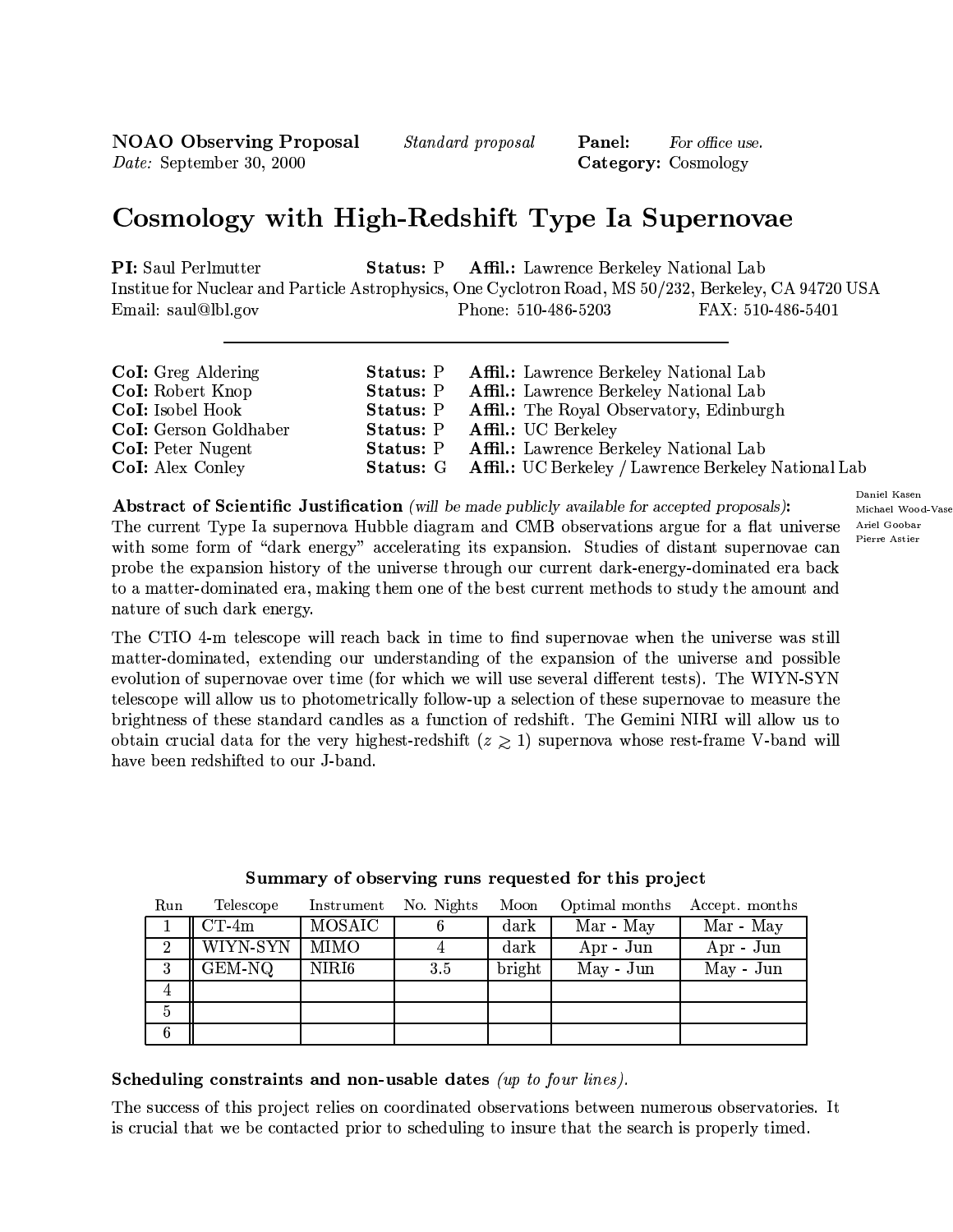**NOAO Observing Proposal** *Standard proposal* **Panel:** *For office use.*
*Date:* September 30, 2000 **Category:** Cosmology

# Cosmology with High-Redshift Type Ia Supernovae

**PI:** Saul Perlmutter **Status:** P **Affil.:** Lawrence Berkeley National Lab
Institue for Nuclear and Particle Astrophysics, One Cyclotron Road, MS 50/232, Berkeley, CA 94720 USA
Email: saul@lbl.gov Phone: 510-486-5203 FAX: 510-486-5401

---

**CoI:** Greg Aldering **Status:** P **Affil.:** Lawrence Berkeley National Lab
**CoI:** Robert Knop **Status:** P **Affil.:** Lawrence Berkeley National Lab
**CoI:** Isobel Hook **Status:** P **Affil.:** The Royal Observatory, Edinburgh
**CoI:** Gerson Goldhaber **Status:** P **Affil.:** UC Berkeley
**CoI:** Peter Nugent **Status:** P **Affil.:** Lawrence Berkeley National Lab
**CoI:** Alex Conley **Status:** G **Affil.:** UC Berkeley / Lawrence Berkeley National Lab

Daniel Kasen
Michael Wood-Vase
Ariel Goobar
Pierre Astier

**Abstract of Scientific Justification** *(will be made publicly available for accepted proposals)***:**
The current Type Ia supernova Hubble diagram and CMB observations argue for a flat universe with some form of "dark energy" accelerating its expansion. Studies of distant supernovae can probe the expansion history of the universe through our current dark-energy-dominated era back to a matter-dominated era, making them one of the best current methods to study the amount and nature of such dark energy.

The CTIO 4-m telescope will reach back in time to find supernovae when the universe was still matter-dominated, extending our understanding of the expansion of the universe and possible evolution of supernovae over time (for which we will use several different tests). The WIYN-SYN telescope will allow us to photometrically follow-up a selection of these supernovae to measure the brightness of these standard candles as a function of redshift. The Gemini NIRI will allow us to obtain crucial data for the very highest-redshift ($z \gtrsim 1$) supernova whose rest-frame V-band will have been redshifted to our J-band.

**Summary of observing runs requested for this project**

| Run | Telescope | Instrument | No. Nights | Moon | Optimal months | Accept. months |
|---|---|---|---|---|---|---|
| 1 | CT-4m | MOSAIC | 6 | dark | Mar - May | Mar - May |
| 2 | WIYN-SYN | MIMO | 4 | dark | Apr - Jun | Apr - Jun |
| 3 | GEM-NQ | NIRI6 | 3.5 | bright | May - Jun | May - Jun |
| 4 | | | | | | |
| 5 | | | | | | |
| 6 | | | | | | |

**Scheduling constraints and non-usable dates** *(up to four lines).*

The success of this project relies on coordinated observations between numerous observatories. It is crucial that we be contacted prior to scheduling to insure that the search is properly timed.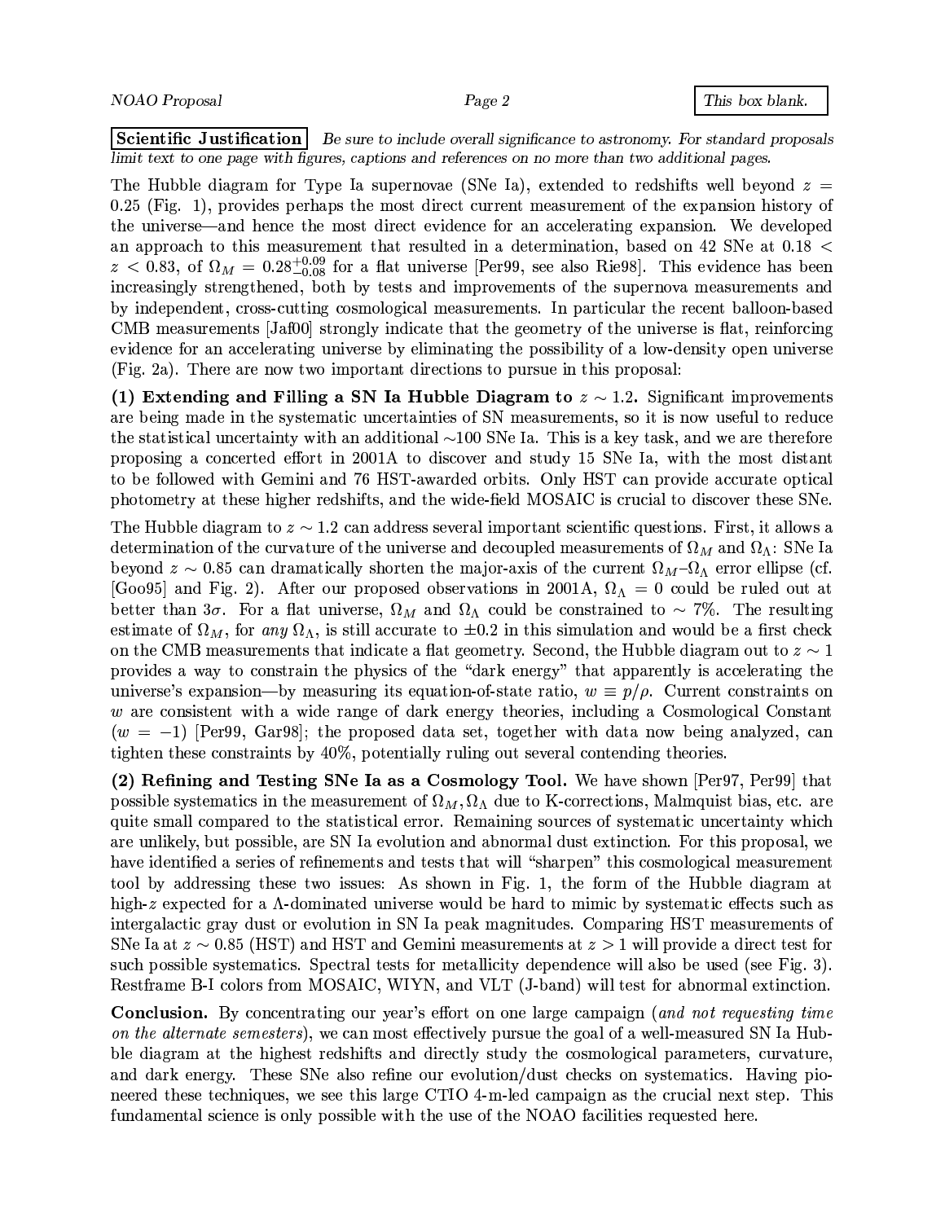**Scientific Justification** *Be sure to include overall significance to astronomy. For standard proposals limit text to one page with figures, captions and references on no more than two additional pages.*

The Hubble diagram for Type Ia supernovae (SNe Ia), extended to redshifts well beyond $z = 0.25$ (Fig. 1), provides perhaps the most direct current measurement of the expansion history of the universe—and hence the most direct evidence for an accelerating expansion. We developed an approach to this measurement that resulted in a determination, based on 42 SNe at $0.18 < z < 0.83$, of $\Omega_M = 0.28^{+0.09}_{-0.08}$ for a flat universe [Per99, see also Rie98]. This evidence has been increasingly strengthened, both by tests and improvements of the supernova measurements and by independent, cross-cutting cosmological measurements. In particular the recent balloon-based CMB measurements [Jaf00] strongly indicate that the geometry of the universe is flat, reinforcing evidence for an accelerating universe by eliminating the possibility of a low-density open universe (Fig. 2a). There are now two important directions to pursue in this proposal:

**(1) Extending and Filling a SN Ia Hubble Diagram to $z \sim 1.2$.** Significant improvements are being made in the systematic uncertainties of SN measurements, so it is now useful to reduce the statistical uncertainty with an additional ~100 SNe Ia. This is a key task, and we are therefore proposing a concerted effort in 2001A to discover and study 15 SNe Ia, with the most distant to be followed with Gemini and 76 HST-awarded orbits. Only HST can provide accurate optical photometry at these higher redshifts, and the wide-field MOSAIC is crucial to discover these SNe.

The Hubble diagram to $z \sim 1.2$ can address several important scientific questions. First, it allows a determination of the curvature of the universe and decoupled measurements of $\Omega_M$ and $\Omega_\Lambda$: SNe Ia beyond $z \sim 0.85$ can dramatically shorten the major-axis of the current $\Omega_M$–$\Omega_\Lambda$ error ellipse (cf. [Goo95] and Fig. 2). After our proposed observations in 2001A, $\Omega_\Lambda = 0$ could be ruled out at better than $3\sigma$. For a flat universe, $\Omega_M$ and $\Omega_\Lambda$ could be constrained to $\sim 7\%$. The resulting estimate of $\Omega_M$, for *any* $\Omega_\Lambda$, is still accurate to $\pm 0.2$ in this simulation and would be a first check on the CMB measurements that indicate a flat geometry. Second, the Hubble diagram out to $z \sim 1$ provides a way to constrain the physics of the "dark energy" that apparently is accelerating the universe's expansion—by measuring its equation-of-state ratio, $w \equiv p/\rho$. Current constraints on $w$ are consistent with a wide range of dark energy theories, including a Cosmological Constant ($w = -1$) [Per99, Gar98]; the proposed data set, together with data now being analyzed, can tighten these constraints by 40%, potentially ruling out several contending theories.

**(2) Refining and Testing SNe Ia as a Cosmology Tool.** We have shown [Per97, Per99] that possible systematics in the measurement of $\Omega_M, \Omega_\Lambda$ due to K-corrections, Malmquist bias, etc. are quite small compared to the statistical error. Remaining sources of systematic uncertainty which are unlikely, but possible, are SN Ia evolution and abnormal dust extinction. For this proposal, we have identified a series of refinements and tests that will "sharpen" this cosmological measurement tool by addressing these two issues: As shown in Fig. 1, the form of the Hubble diagram at high-$z$ expected for a $\Lambda$-dominated universe would be hard to mimic by systematic effects such as intergalactic gray dust or evolution in SN Ia peak magnitudes. Comparing HST measurements of SNe Ia at $z \sim 0.85$ (HST) and HST and Gemini measurements at $z > 1$ will provide a direct test for such possible systematics. Spectral tests for metallicity dependence will also be used (see Fig. 3). Restframe B-I colors from MOSAIC, WIYN, and VLT (J-band) will test for abnormal extinction.

**Conclusion.** By concentrating our year's effort on one large campaign (*and not requesting time on the alternate semesters*), we can most effectively pursue the goal of a well-measured SN Ia Hubble diagram at the highest redshifts and directly study the cosmological parameters, curvature, and dark energy. These SNe also refine our evolution/dust checks on systematics. Having pioneered these techniques, we see this large CTIO 4-m-led campaign as the crucial next step. This fundamental science is only possible with the use of the NOAO facilities requested here.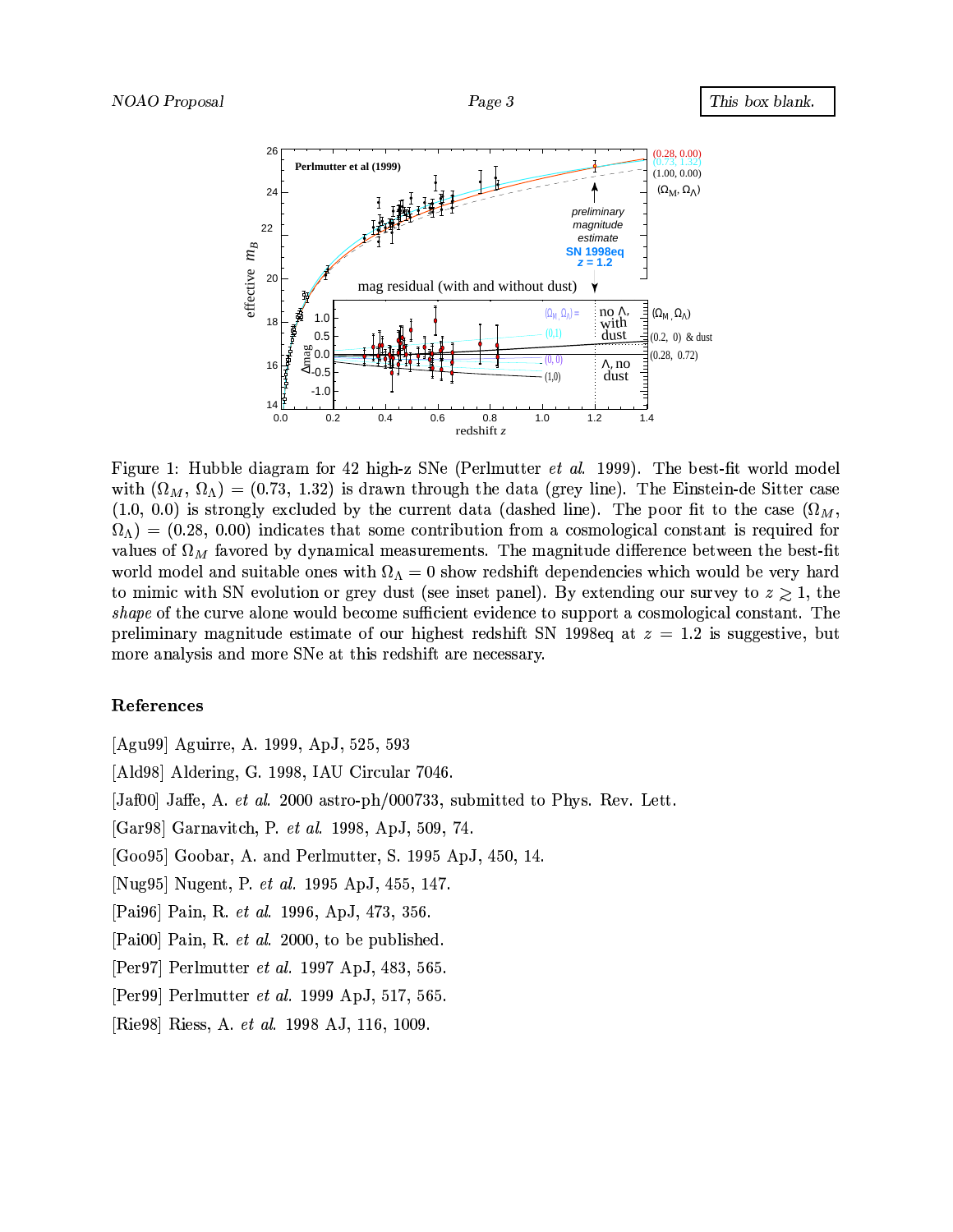Figure 1: Hubble diagram for 42 high-z SNe (Perlmutter *et al.* 1999). The best-fit world model with ($\Omega_M$, $\Omega_\Lambda$) = (0.73, 1.32) is drawn through the data (grey line). The Einstein-de Sitter case (1.0, 0.0) is strongly excluded by the current data (dashed line). The poor fit to the case ($\Omega_M$, $\Omega_\Lambda$) = (0.28, 0.00) indicates that some contribution from a cosmological constant is required for values of $\Omega_M$ favored by dynamical measurements. The magnitude difference between the best-fit world model and suitable ones with $\Omega_\Lambda = 0$ show redshift dependencies which would be very hard to mimic with SN evolution or grey dust (see inset panel). By extending our survey to $z \gtrsim 1$, the *shape* of the curve alone would become sufficient evidence to support a cosmological constant. The preliminary magnitude estimate of our highest redshift SN 1998eq at $z = 1.2$ is suggestive, but more analysis and more SNe at this redshift are necessary.

## References

[Agu99] Aguirre, A. 1999, ApJ, 525, 593

[Ald98] Aldering, G. 1998, IAU Circular 7046.

[Jaf00] Jaffe, A. *et al.* 2000 astro-ph/000733, submitted to Phys. Rev. Lett.

[Gar98] Garnavitch, P. *et al.* 1998, ApJ, 509, 74.

[Goo95] Goobar, A. and Perlmutter, S. 1995 ApJ, 450, 14.

[Nug95] Nugent, P. *et al.* 1995 ApJ, 455, 147.

[Pai96] Pain, R. *et al.* 1996, ApJ, 473, 356.

[Pai00] Pain, R. *et al.* 2000, to be published.

[Per97] Perlmutter *et al.* 1997 ApJ, 483, 565.

[Per99] Perlmutter *et al.* 1999 ApJ, 517, 565.

[Rie98] Riess, A. *et al.* 1998 AJ, 116, 1009.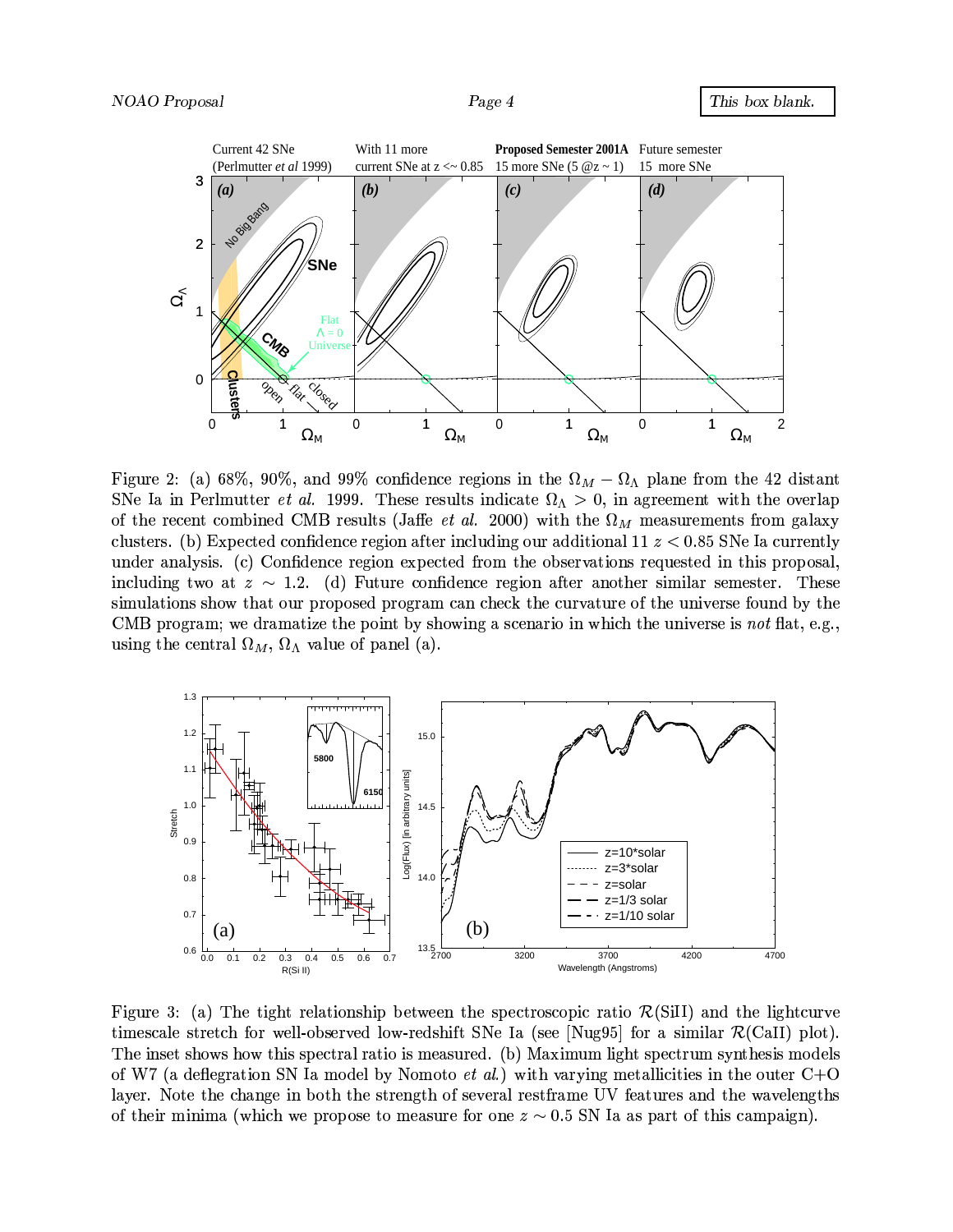Figure 2: (a) 68%, 90%, and 99% confidence regions in the $\Omega_M - \Omega_\Lambda$ plane from the 42 distant SNe Ia in Perlmutter *et al.* 1999. These results indicate $\Omega_\Lambda > 0$, in agreement with the overlap of the recent combined CMB results (Jaffe *et al.* 2000) with the $\Omega_M$ measurements from galaxy clusters. (b) Expected confidence region after including our additional 11 $z < 0.85$ SNe Ia currently under analysis. (c) Confidence region expected from the observations requested in this proposal, including two at $z \sim 1.2$. (d) Future confidence region after another similar semester. These simulations show that our proposed program can check the curvature of the universe found by the CMB program; we dramatize the point by showing a scenario in which the universe is *not* flat, e.g., using the central $\Omega_M$, $\Omega_\Lambda$ value of panel (a).

Figure 3: (a) The tight relationship between the spectroscopic ratio $\mathcal{R}$(SiII) and the lightcurve timescale stretch for well-observed low-redshift SNe Ia (see [Nug95] for a similar $\mathcal{R}$(CaII) plot). The inset shows how this spectral ratio is measured. (b) Maximum light spectrum synthesis models of W7 (a deflegration SN Ia model by Nomoto *et al.*) with varying metallicities in the outer C+O layer. Note the change in both the strength of several restframe UV features and the wavelengths of their minima (which we propose to measure for one $z \sim 0.5$ SN Ia as part of this campaign).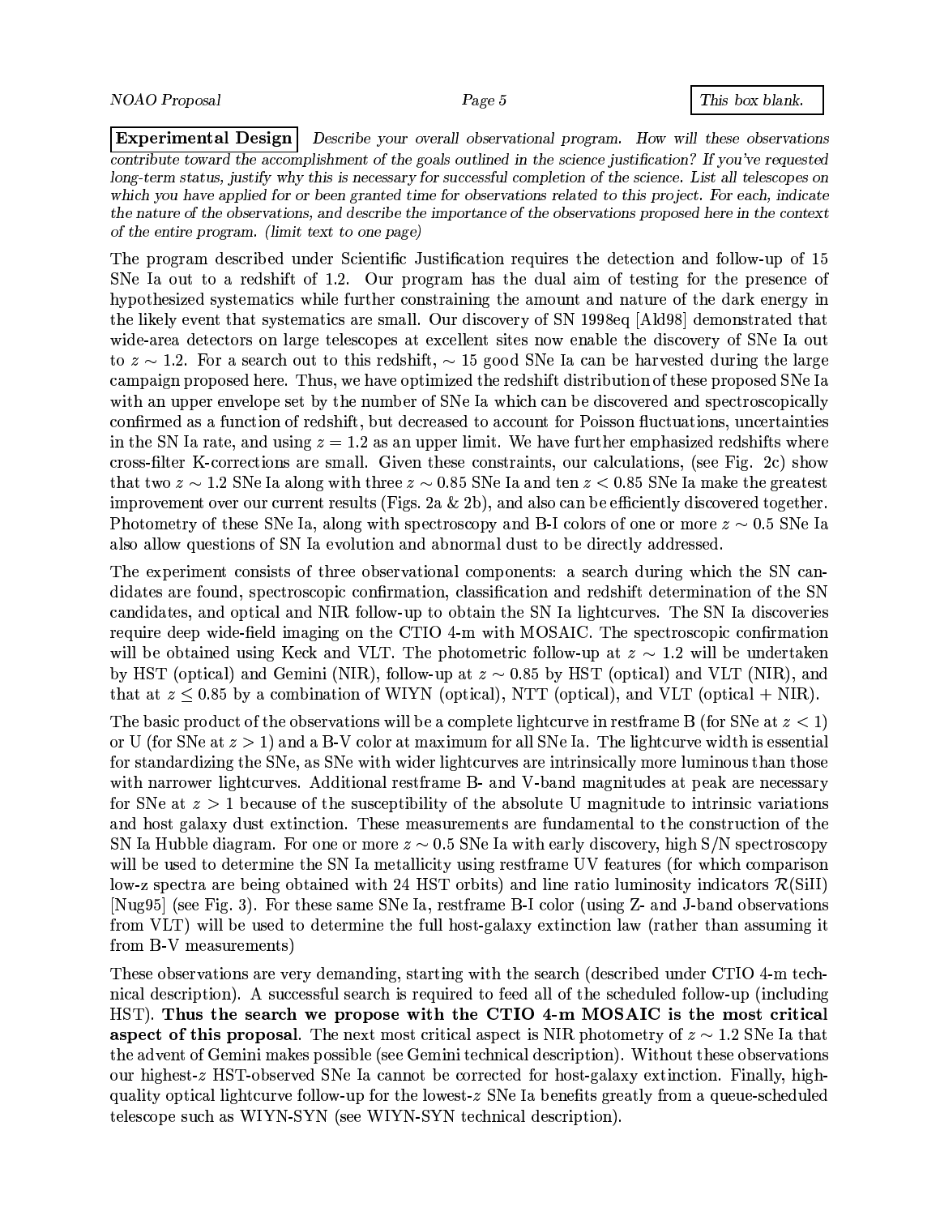**Experimental Design** *Describe your overall observational program. How will these observations contribute toward the accomplishment of the goals outlined in the science justification? If you've requested long-term status, justify why this is necessary for successful completion of the science. List all telescopes on which you have applied for or been granted time for observations related to this project. For each, indicate the nature of the observations, and describe the importance of the observations proposed here in the context of the entire program. (limit text to one page)*

The program described under Scientific Justification requires the detection and follow-up of 15 SNe Ia out to a redshift of 1.2. Our program has the dual aim of testing for the presence of hypothesized systematics while further constraining the amount and nature of the dark energy in the likely event that systematics are small. Our discovery of SN 1998eq [Ald98] demonstrated that wide-area detectors on large telescopes at excellent sites now enable the discovery of SNe Ia out to $z \sim 1.2$. For a search out to this redshift, $\sim 15$ good SNe Ia can be harvested during the large campaign proposed here. Thus, we have optimized the redshift distribution of these proposed SNe Ia with an upper envelope set by the number of SNe Ia which can be discovered and spectroscopically confirmed as a function of redshift, but decreased to account for Poisson fluctuations, uncertainties in the SN Ia rate, and using $z = 1.2$ as an upper limit. We have further emphasized redshifts where cross-filter K-corrections are small. Given these constraints, our calculations, (see Fig. 2c) show that two $z \sim 1.2$ SNe Ia along with three $z \sim 0.85$ SNe Ia and ten $z < 0.85$ SNe Ia make the greatest improvement over our current results (Figs. 2a & 2b), and also can be efficiently discovered together. Photometry of these SNe Ia, along with spectroscopy and B-I colors of one or more $z \sim 0.5$ SNe Ia also allow questions of SN Ia evolution and abnormal dust to be directly addressed.

The experiment consists of three observational components: a search during which the SN candidates are found, spectroscopic confirmation, classification and redshift determination of the SN candidates, and optical and NIR follow-up to obtain the SN Ia lightcurves. The SN Ia discoveries require deep wide-field imaging on the CTIO 4-m with MOSAIC. The spectroscopic confirmation will be obtained using Keck and VLT. The photometric follow-up at $z \sim 1.2$ will be undertaken by HST (optical) and Gemini (NIR), follow-up at $z \sim 0.85$ by HST (optical) and VLT (NIR), and that at $z \leq 0.85$ by a combination of WIYN (optical), NTT (optical), and VLT (optical + NIR).

The basic product of the observations will be a complete lightcurve in restframe B (for SNe at $z < 1$) or U (for SNe at $z > 1$) and a B-V color at maximum for all SNe Ia. The lightcurve width is essential for standardizing the SNe, as SNe with wider lightcurves are intrinsically more luminous than those with narrower lightcurves. Additional restframe B- and V-band magnitudes at peak are necessary for SNe at $z > 1$ because of the susceptibility of the absolute U magnitude to intrinsic variations and host galaxy dust extinction. These measurements are fundamental to the construction of the SN Ia Hubble diagram. For one or more $z \sim 0.5$ SNe Ia with early discovery, high S/N spectroscopy will be used to determine the SN Ia metallicity using restframe UV features (for which comparison low-z spectra are being obtained with 24 HST orbits) and line ratio luminosity indicators $\mathcal{R}$(SiII) [Nug95] (see Fig. 3). For these same SNe Ia, restframe B-I color (using Z- and J-band observations from VLT) will be used to determine the full host-galaxy extinction law (rather than assuming it from B-V measurements)

These observations are very demanding, starting with the search (described under CTIO 4-m technical description). A successful search is required to feed all of the scheduled follow-up (including HST). **Thus the search we propose with the CTIO 4-m MOSAIC is the most critical aspect of this proposal**. The next most critical aspect is NIR photometry of $z \sim 1.2$ SNe Ia that the advent of Gemini makes possible (see Gemini technical description). Without these observations our highest-$z$ HST-observed SNe Ia cannot be corrected for host-galaxy extinction. Finally, high-quality optical lightcurve follow-up for the lowest-$z$ SNe Ia benefits greatly from a queue-scheduled telescope such as WIYN-SYN (see WIYN-SYN technical description).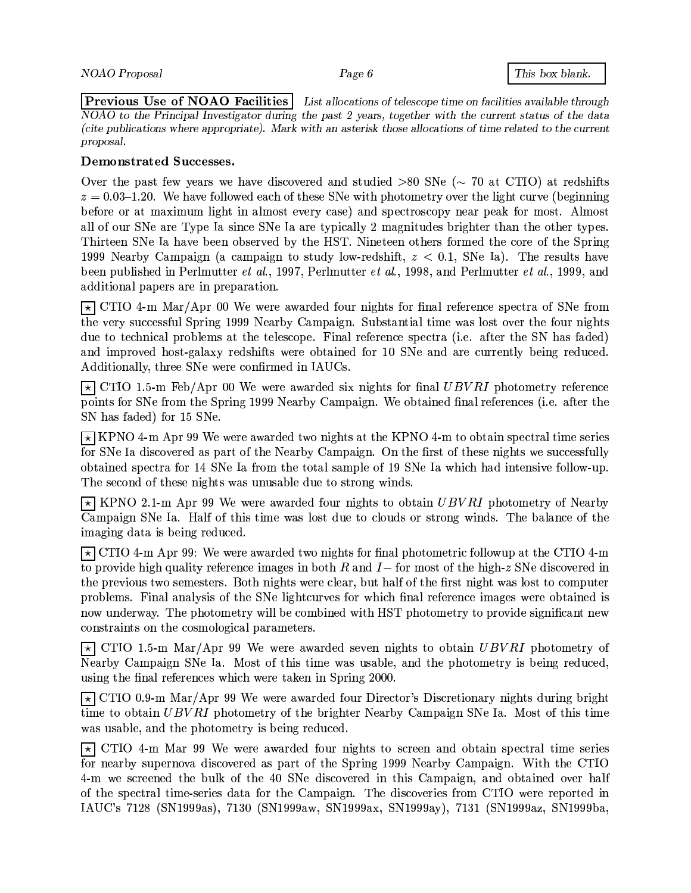**Previous Use of NOAO Facilities** *List allocations of telescope time on facilities available through NOAO to the Principal Investigator during the past 2 years, together with the current status of the data (cite publications where appropriate). Mark with an asterisk those allocations of time related to the current proposal.*

**Demonstrated Successes.**

Over the past few years we have discovered and studied >80 SNe ($\sim$ 70 at CTIO) at redshifts $z = 0.03$–$1.20$. We have followed each of these SNe with photometry over the light curve (beginning before or at maximum light in almost every case) and spectroscopy near peak for most. Almost all of our SNe are Type Ia since SNe Ia are typically 2 magnitudes brighter than the other types. Thirteen SNe Ia have been observed by the HST. Nineteen others formed the core of the Spring 1999 Nearby Campaign (a campaign to study low-redshift, $z < 0.1$, SNe Ia). The results have been published in Perlmutter *et al.*, 1997, Perlmutter *et al.*, 1998, and Perlmutter *et al.*, 1999, and additional papers are in preparation.

$\boxed{\star}$ CTIO 4-m Mar/Apr 00 We were awarded four nights for final reference spectra of SNe from the very successful Spring 1999 Nearby Campaign. Substantial time was lost over the four nights due to technical problems at the telescope. Final reference spectra (i.e. after the SN has faded) and improved host-galaxy redshifts were obtained for 10 SNe and are currently being reduced. Additionally, three SNe were confirmed in IAUCs.

$\boxed{\star}$ CTIO 1.5-m Feb/Apr 00 We were awarded six nights for final $UBVRI$ photometry reference points for SNe from the Spring 1999 Nearby Campaign. We obtained final references (i.e. after the SN has faded) for 15 SNe.

$\boxed{\star}$ KPNO 4-m Apr 99 We were awarded two nights at the KPNO 4-m to obtain spectral time series for SNe Ia discovered as part of the Nearby Campaign. On the first of these nights we successfully obtained spectra for 14 SNe Ia from the total sample of 19 SNe Ia which had intensive follow-up. The second of these nights was unusable due to strong winds.

$\boxed{\star}$ KPNO 2.1-m Apr 99 We were awarded four nights to obtain $UBVRI$ photometry of Nearby Campaign SNe Ia. Half of this time was lost due to clouds or strong winds. The balance of the imaging data is being reduced.

$\boxed{\star}$ CTIO 4-m Apr 99: We were awarded two nights for final photometric followup at the CTIO 4-m to provide high quality reference images in both $R$ and $I-$ for most of the high-$z$ SNe discovered in the previous two semesters. Both nights were clear, but half of the first night was lost to computer problems. Final analysis of the SNe lightcurves for which final reference images were obtained is now underway. The photometry will be combined with HST photometry to provide significant new constraints on the cosmological parameters.

$\boxed{\star}$ CTIO 1.5-m Mar/Apr 99 We were awarded seven nights to obtain $UBVRI$ photometry of Nearby Campaign SNe Ia. Most of this time was usable, and the photometry is being reduced, using the final references which were taken in Spring 2000.

$\boxed{\star}$ CTIO 0.9-m Mar/Apr 99 We were awarded four Director's Discretionary nights during bright time to obtain $UBVRI$ photometry of the brighter Nearby Campaign SNe Ia. Most of this time was usable, and the photometry is being reduced.

$\boxed{\star}$ CTIO 4-m Mar 99 We were awarded four nights to screen and obtain spectral time series for nearby supernova discovered as part of the Spring 1999 Nearby Campaign. With the CTIO 4-m we screened the bulk of the 40 SNe discovered in this Campaign, and obtained over half of the spectral time-series data for the Campaign. The discoveries from CTIO were reported in IAUC's 7128 (SN1999as), 7130 (SN1999aw, SN1999ax, SN1999ay), 7131 (SN1999az, SN1999ba,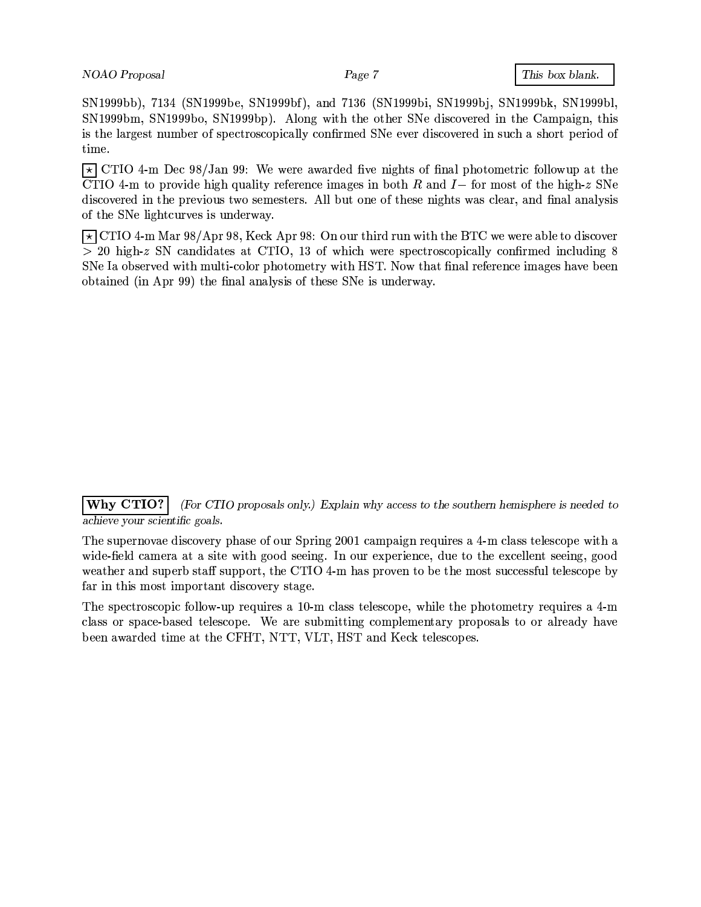SN1999bb), 7134 (SN1999be, SN1999bf), and 7136 (SN1999bi, SN1999bj, SN1999bk, SN1999bl, SN1999bm, SN1999bo, SN1999bp). Along with the other SNe discovered in the Campaign, this is the largest number of spectroscopically confirmed SNe ever discovered in such a short period of time.

⋆ CTIO 4-m Dec 98/Jan 99: We were awarded five nights of final photometric followup at the CTIO 4-m to provide high quality reference images in both $R$ and $I-$ for most of the high-$z$ SNe discovered in the previous two semesters. All but one of these nights was clear, and final analysis of the SNe lightcurves is underway.

⋆ CTIO 4-m Mar 98/Apr 98, Keck Apr 98: On our third run with the BTC we were able to discover $> 20$ high-$z$ SN candidates at CTIO, 13 of which were spectroscopically confirmed including 8 SNe Ia observed with multi-color photometry with HST. Now that final reference images have been obtained (in Apr 99) the final analysis of these SNe is underway.

**Why CTIO?** *(For CTIO proposals only.) Explain why access to the southern hemisphere is needed to achieve your scientific goals.*

The supernovae discovery phase of our Spring 2001 campaign requires a 4-m class telescope with a wide-field camera at a site with good seeing. In our experience, due to the excellent seeing, good weather and superb staff support, the CTIO 4-m has proven to be the most successful telescope by far in this most important discovery stage.

The spectroscopic follow-up requires a 10-m class telescope, while the photometry requires a 4-m class or space-based telescope. We are submitting complementary proposals to or already have been awarded time at the CFHT, NTT, VLT, HST and Keck telescopes.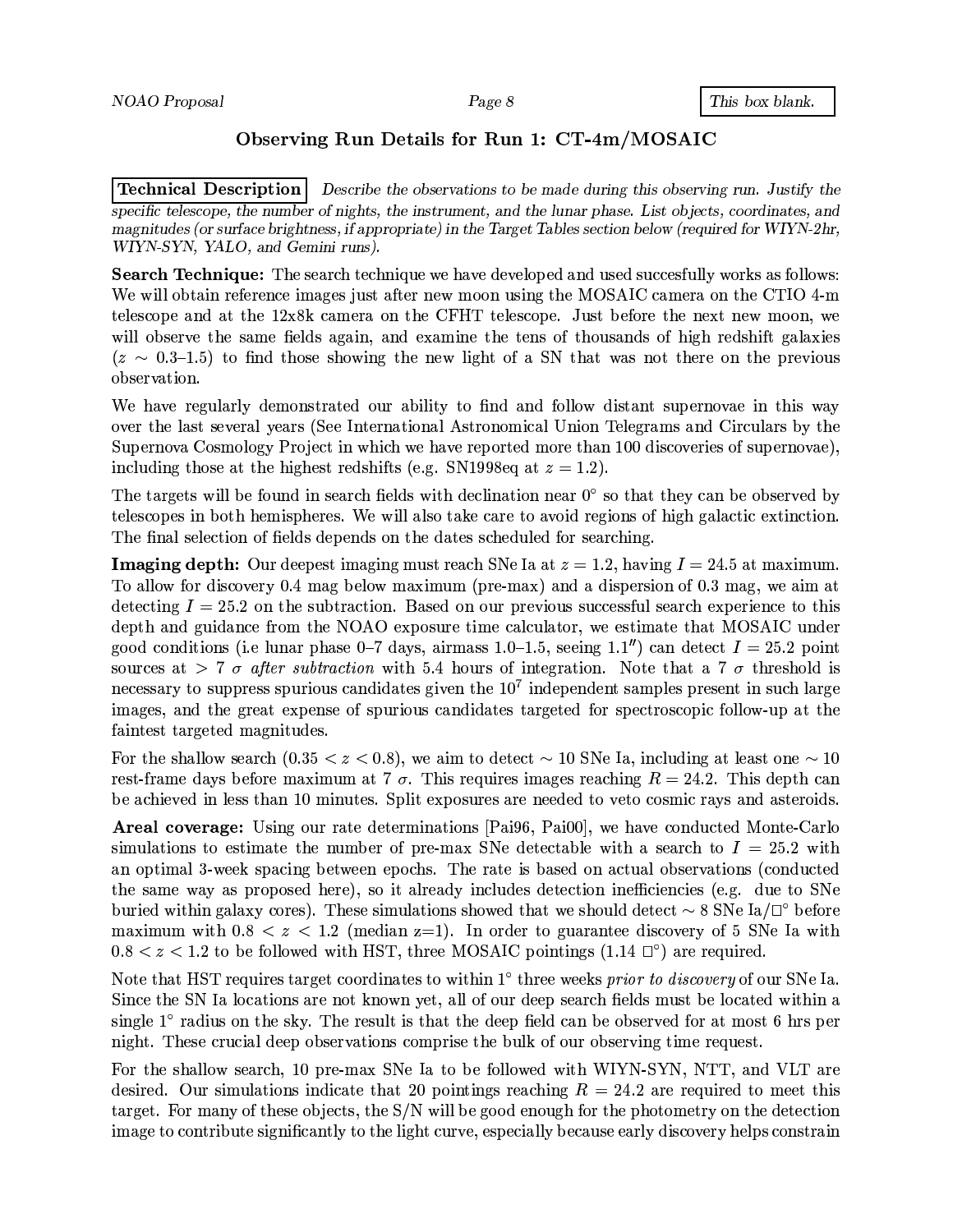## Observing Run Details for Run 1: CT-4m/MOSAIC

**Technical Description** *Describe the observations to be made during this observing run. Justify the specific telescope, the number of nights, the instrument, and the lunar phase. List objects, coordinates, and magnitudes (or surface brightness, if appropriate) in the Target Tables section below (required for WIYN-2hr, WIYN-SYN, YALO, and Gemini runs).*

**Search Technique:** The search technique we have developed and used succesfully works as follows: We will obtain reference images just after new moon using the MOSAIC camera on the CTIO 4-m telescope and at the 12x8k camera on the CFHT telescope. Just before the next new moon, we will observe the same fields again, and examine the tens of thousands of high redshift galaxies ($z \sim 0.3$–$1.5$) to find those showing the new light of a SN that was not there on the previous observation.

We have regularly demonstrated our ability to find and follow distant supernovae in this way over the last several years (See International Astronomical Union Telegrams and Circulars by the Supernova Cosmology Project in which we have reported more than 100 discoveries of supernovae), including those at the highest redshifts (e.g. SN1998eq at $z = 1.2$).

The targets will be found in search fields with declination near $0°$ so that they can be observed by telescopes in both hemispheres. We will also take care to avoid regions of high galactic extinction. The final selection of fields depends on the dates scheduled for searching.

**Imaging depth:** Our deepest imaging must reach SNe Ia at $z = 1.2$, having $I = 24.5$ at maximum. To allow for discovery 0.4 mag below maximum (pre-max) and a dispersion of 0.3 mag, we aim at detecting $I = 25.2$ on the subtraction. Based on our previous successful search experience to this depth and guidance from the NOAO exposure time calculator, we estimate that MOSAIC under good conditions (i.e lunar phase 0–7 days, airmass 1.0–1.5, seeing $1.1''$) can detect $I = 25.2$ point sources at $> 7\ \sigma$ *after subtraction* with 5.4 hours of integration. Note that a $7\ \sigma$ threshold is necessary to suppress spurious candidates given the $10^7$ independent samples present in such large images, and the great expense of spurious candidates targeted for spectroscopic follow-up at the faintest targeted magnitudes.

For the shallow search ($0.35 < z < 0.8$), we aim to detect $\sim 10$ SNe Ia, including at least one $\sim 10$ rest-frame days before maximum at $7\ \sigma$. This requires images reaching $R = 24.2$. This depth can be achieved in less than 10 minutes. Split exposures are needed to veto cosmic rays and asteroids.

**Areal coverage:** Using our rate determinations [Pai96, Pai00], we have conducted Monte-Carlo simulations to estimate the number of pre-max SNe detectable with a search to $I = 25.2$ with an optimal 3-week spacing between epochs. The rate is based on actual observations (conducted the same way as proposed here), so it already includes detection inefficiencies (e.g. due to SNe buried within galaxy cores). These simulations showed that we should detect $\sim 8$ SNe Ia/$\square°$ before maximum with $0.8 < z < 1.2$ (median z=1). In order to guarantee discovery of 5 SNe Ia with $0.8 < z < 1.2$ to be followed with HST, three MOSAIC pointings (1.14 $\square°$) are required.

Note that HST requires target coordinates to within $1°$ three weeks *prior to discovery* of our SNe Ia. Since the SN Ia locations are not known yet, all of our deep search fields must be located within a single $1°$ radius on the sky. The result is that the deep field can be observed for at most 6 hrs per night. These crucial deep observations comprise the bulk of our observing time request.

For the shallow search, 10 pre-max SNe Ia to be followed with WIYN-SYN, NTT, and VLT are desired. Our simulations indicate that 20 pointings reaching $R = 24.2$ are required to meet this target. For many of these objects, the S/N will be good enough for the photometry on the detection image to contribute significantly to the light curve, especially because early discovery helps constrain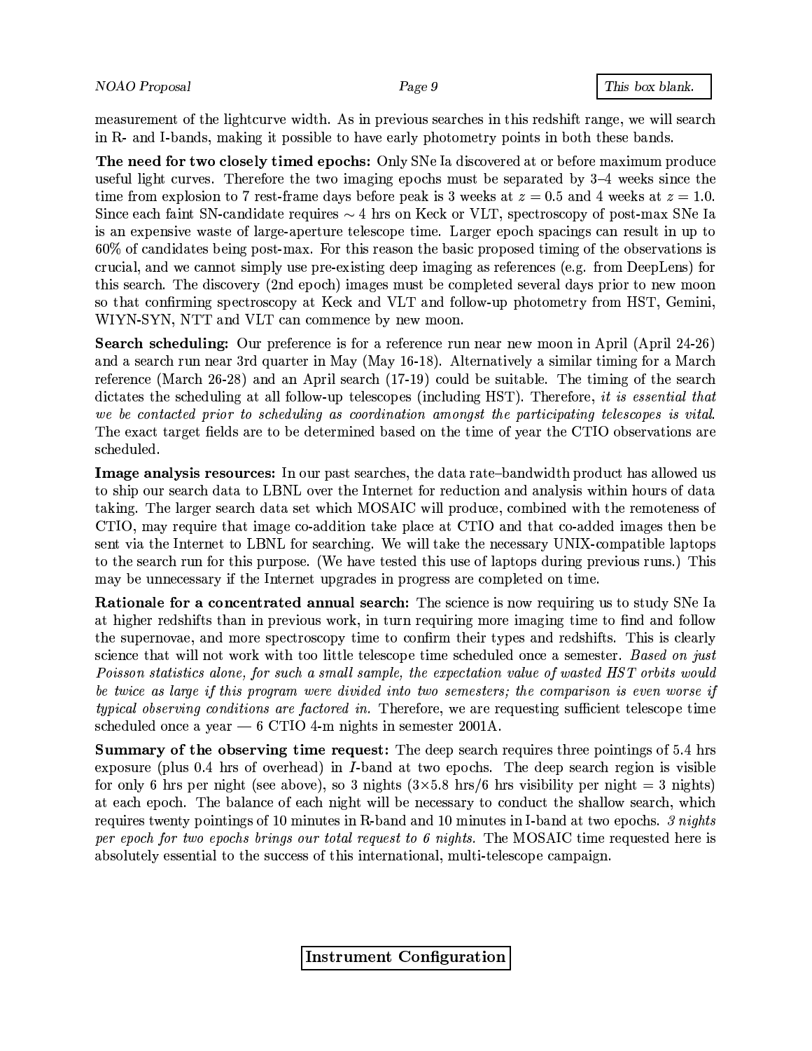measurement of the lightcurve width. As in previous searches in this redshift range, we will search in R- and I-bands, making it possible to have early photometry points in both these bands.

**The need for two closely timed epochs:** Only SNe Ia discovered at or before maximum produce useful light curves. Therefore the two imaging epochs must be separated by 3–4 weeks since the time from explosion to 7 rest-frame days before peak is 3 weeks at $z = 0.5$ and 4 weeks at $z = 1.0$. Since each faint SN-candidate requires $\sim 4$ hrs on Keck or VLT, spectroscopy of post-max SNe Ia is an expensive waste of large-aperture telescope time. Larger epoch spacings can result in up to 60% of candidates being post-max. For this reason the basic proposed timing of the observations is crucial, and we cannot simply use pre-existing deep imaging as references (e.g. from DeepLens) for this search. The discovery (2nd epoch) images must be completed several days prior to new moon so that confirming spectroscopy at Keck and VLT and follow-up photometry from HST, Gemini, WIYN-SYN, NTT and VLT can commence by new moon.

**Search scheduling:** Our preference is for a reference run near new moon in April (April 24-26) and a search run near 3rd quarter in May (May 16-18). Alternatively a similar timing for a March reference (March 26-28) and an April search (17-19) could be suitable. The timing of the search dictates the scheduling at all follow-up telescopes (including HST). Therefore, *it is essential that we be contacted prior to scheduling as coordination amongst the participating telescopes is vital.* The exact target fields are to be determined based on the time of year the CTIO observations are scheduled.

**Image analysis resources:** In our past searches, the data rate–bandwidth product has allowed us to ship our search data to LBNL over the Internet for reduction and analysis within hours of data taking. The larger search data set which MOSAIC will produce, combined with the remoteness of CTIO, may require that image co-addition take place at CTIO and that co-added images then be sent via the Internet to LBNL for searching. We will take the necessary UNIX-compatible laptops to the search run for this purpose. (We have tested this use of laptops during previous runs.) This may be unnecessary if the Internet upgrades in progress are completed on time.

**Rationale for a concentrated annual search:** The science is now requiring us to study SNe Ia at higher redshifts than in previous work, in turn requiring more imaging time to find and follow the supernovae, and more spectroscopy time to confirm their types and redshifts. This is clearly science that will not work with too little telescope time scheduled once a semester. *Based on just Poisson statistics alone, for such a small sample, the expectation value of wasted HST orbits would be twice as large if this program were divided into two semesters; the comparison is even worse if typical observing conditions are factored in.* Therefore, we are requesting sufficient telescope time scheduled once a year — 6 CTIO 4-m nights in semester 2001A.

**Summary of the observing time request:** The deep search requires three pointings of 5.4 hrs exposure (plus 0.4 hrs of overhead) in *I*-band at two epochs. The deep search region is visible for only 6 hrs per night (see above), so 3 nights ($3 \times 5.8$ hrs/6 hrs visibility per night = 3 nights) at each epoch. The balance of each night will be necessary to conduct the shallow search, which requires twenty pointings of 10 minutes in R-band and 10 minutes in I-band at two epochs. *3 nights per epoch for two epochs brings our total request to 6 nights.* The MOSAIC time requested here is absolutely essential to the success of this international, multi-telescope campaign.

**Instrument Configuration**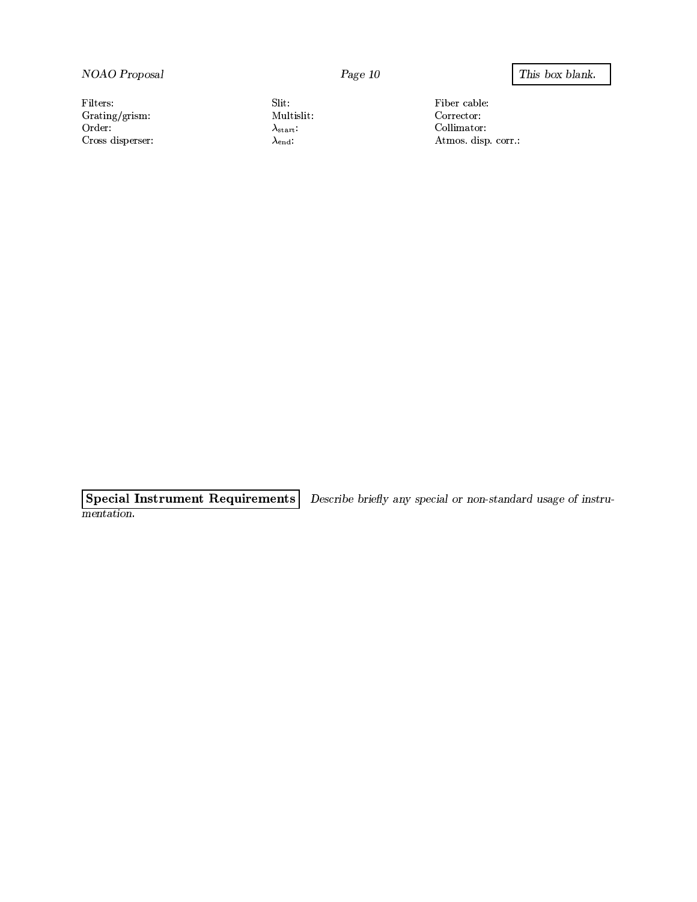*This box blank.*

Filters:
Grating/grism:
Order:
Cross disperser:

Slit:
Multislit:
$\lambda_{\text{start}}$:
$\lambda_{\text{end}}$:

Fiber cable:
Corrector:
Collimator:
Atmos. disp. corr.:

**Special Instrument Requirements** *Describe briefly any special or non-standard usage of instrumentation.*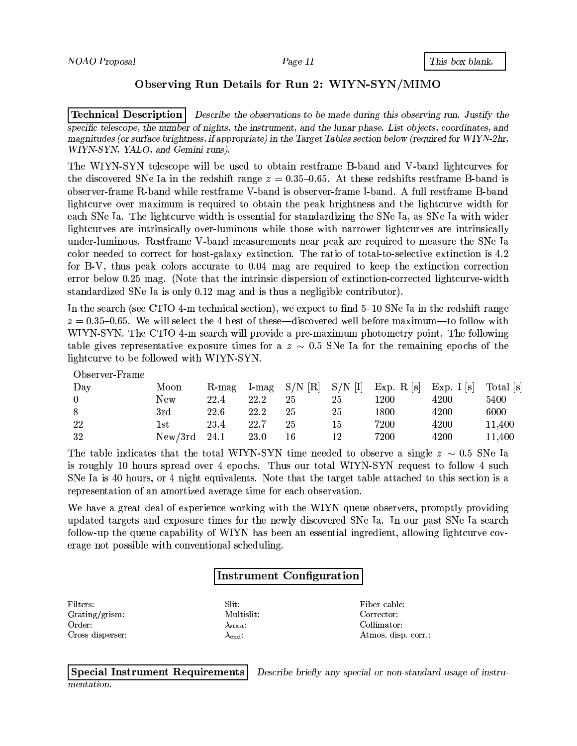## Observing Run Details for Run 2: WIYN-SYN/MIMO

**Technical Description** *Describe the observations to be made during this observing run. Justify the specific telescope, the number of nights, the instrument, and the lunar phase. List objects, coordinates, and magnitudes (or surface brightness, if appropriate) in the Target Tables section below (required for WIYN-2hr, WIYN-SYN, YALO, and Gemini runs).*

The WIYN-SYN telescope will be used to obtain restframe B-band and V-band lightcurves for the discovered SNe Ia in the redshift range $z = 0.35$–$0.65$. At these redshifts restframe B-band is observer-frame R-band while restframe V-band is observer-frame I-band. A full restframe B-band lightcurve over maximum is required to obtain the peak brightness and the lightcurve width for each SNe Ia. The lightcurve width is essential for standardizing the SNe Ia, as SNe Ia with wider lightcurves are intrinsically over-luminous while those with narrower lightcurves are intrinsically under-luminous. Restframe V-band measurements near peak are required to measure the SNe Ia color needed to correct for host-galaxy extinction. The ratio of total-to-selective extinction is 4.2 for B-V, thus peak colors accurate to 0.04 mag are required to keep the extinction correction error below 0.25 mag. (Note that the intrinsic dispersion of extinction-corrected lightcurve-width standardized SNe Ia is only 0.12 mag and is thus a negligible contributor).

In the search (see CTIO 4-m technical section), we expect to find 5–10 SNe Ia in the redshift range $z = 0.35$–$0.65$. We will select the 4 best of these—discovered well before maximum—to follow with WIYN-SYN. The CTIO 4-m search will provide a pre-maximum photometry point. The following table gives representative exposure times for a $z \sim 0.5$ SNe Ia for the remaining epochs of the lightcurve to be followed with WIYN-SYN.

| Observer-Frame Day | Moon | R-mag | I-mag | S/N [R] | S/N [I] | Exp. R [s] | Exp. I [s] | Total [s] |
|---|---|---|---|---|---|---|---|---|
| 0 | New | 22.4 | 22.2 | 25 | 25 | 1200 | 4200 | 5400 |
| 8 | 3rd | 22.6 | 22.2 | 25 | 25 | 1800 | 4200 | 6000 |
| 22 | 1st | 23.4 | 22.7 | 25 | 15 | 7200 | 4200 | 11,400 |
| 32 | New/3rd | 24.1 | 23.0 | 16 | 12 | 7200 | 4200 | 11,400 |

The table indicates that the total WIYN-SYN time needed to observe a single $z \sim 0.5$ SNe Ia is roughly 10 hours spread over 4 epochs. Thus our total WIYN-SYN request to follow 4 such SNe Ia is 40 hours, or 4 night equivalents. Note that the target table attached to this section is a representation of an amortized average time for each observation.

We have a great deal of experience working with the WIYN queue observers, promptly providing updated targets and exposure times for the newly discovered SNe Ia. In our past SNe Ia search follow-up the queue capability of WIYN has been an essential ingredient, allowing lightcurve coverage not possible with conventional scheduling.

### Instrument Configuration

Filters:
Grating/grism:
Order:
Cross disperser:

Slit:
Multislit:
$\lambda_{\text{start}}$:
$\lambda_{\text{end}}$:

Fiber cable:
Corrector:
Collimator:
Atmos. disp. corr.:

**Special Instrument Requirements** *Describe briefly any special or non-standard usage of instrumentation.*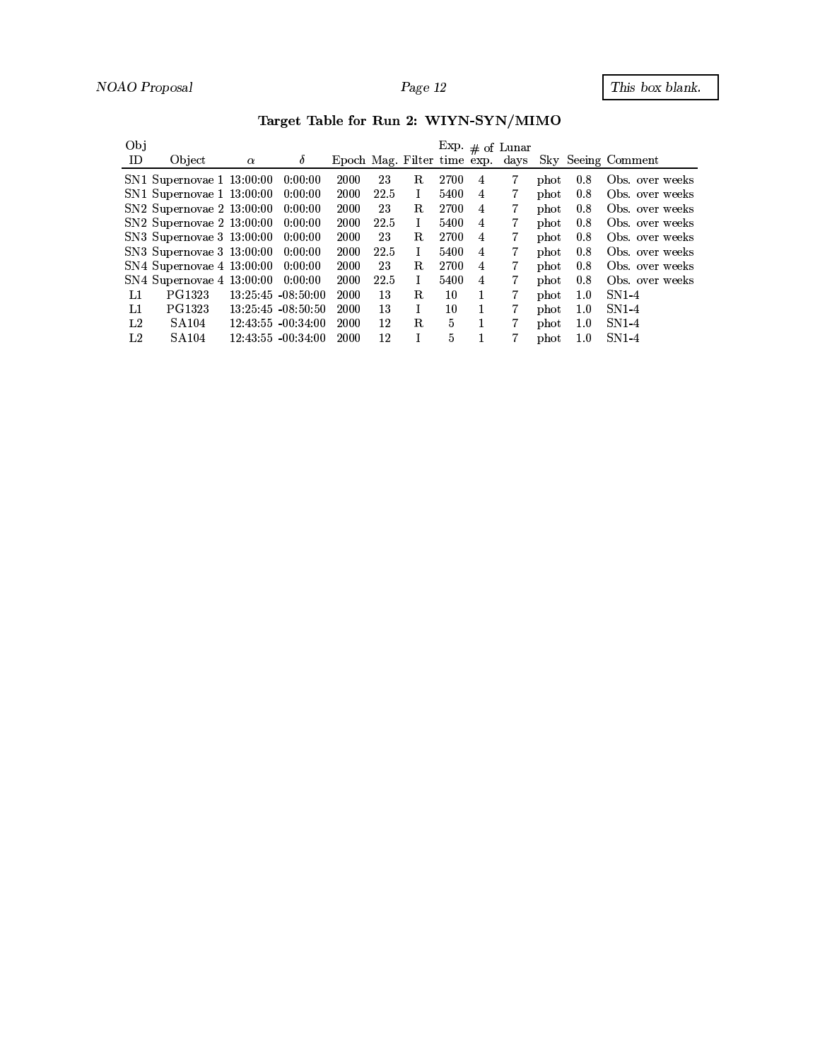### Target Table for Run 2: WIYN-SYN/MIMO

| Obj ID | Object | $\alpha$ | $\delta$ | Epoch | Mag. | Filter | Exp. time | # of exp. | Lunar days | Sky | Seeing | Comment |
|---|---|---|---|---|---|---|---|---|---|---|---|---|
| SN1 | Supernovae 1 | 13:00:00 | 0:00:00 | 2000 | 23 | R | 2700 | 4 | 7 | phot | 0.8 | Obs. over weeks |
| SN1 | Supernovae 1 | 13:00:00 | 0:00:00 | 2000 | 22.5 | I | 5400 | 4 | 7 | phot | 0.8 | Obs. over weeks |
| SN2 | Supernovae 2 | 13:00:00 | 0:00:00 | 2000 | 23 | R | 2700 | 4 | 7 | phot | 0.8 | Obs. over weeks |
| SN2 | Supernovae 2 | 13:00:00 | 0:00:00 | 2000 | 22.5 | I | 5400 | 4 | 7 | phot | 0.8 | Obs. over weeks |
| SN3 | Supernovae 3 | 13:00:00 | 0:00:00 | 2000 | 23 | R | 2700 | 4 | 7 | phot | 0.8 | Obs. over weeks |
| SN3 | Supernovae 3 | 13:00:00 | 0:00:00 | 2000 | 22.5 | I | 5400 | 4 | 7 | phot | 0.8 | Obs. over weeks |
| SN4 | Supernovae 4 | 13:00:00 | 0:00:00 | 2000 | 23 | R | 2700 | 4 | 7 | phot | 0.8 | Obs. over weeks |
| SN4 | Supernovae 4 | 13:00:00 | 0:00:00 | 2000 | 22.5 | I | 5400 | 4 | 7 | phot | 0.8 | Obs. over weeks |
| L1 | PG1323 | 13:25:45 | -08:50:00 | 2000 | 13 | R | 10 | 1 | 7 | phot | 1.0 | SN1-4 |
| L1 | PG1323 | 13:25:45 | -08:50:50 | 2000 | 13 | I | 10 | 1 | 7 | phot | 1.0 | SN1-4 |
| L2 | SA104 | 12:43:55 | -00:34:00 | 2000 | 12 | R | 5 | 1 | 7 | phot | 1.0 | SN1-4 |
| L2 | SA104 | 12:43:55 | -00:34:00 | 2000 | 12 | I | 5 | 1 | 7 | phot | 1.0 | SN1-4 |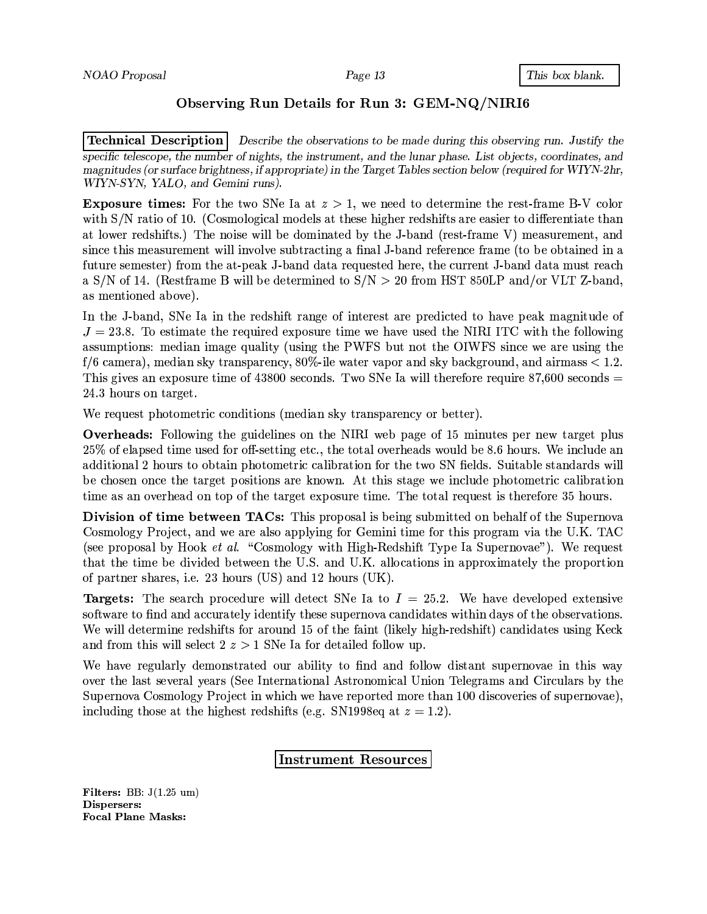## Observing Run Details for Run 3: GEM-NQ/NIRI6

**Technical Description** *Describe the observations to be made during this observing run. Justify the specific telescope, the number of nights, the instrument, and the lunar phase. List objects, coordinates, and magnitudes (or surface brightness, if appropriate) in the Target Tables section below (required for WIYN-2hr, WIYN-SYN, YALO, and Gemini runs).*

**Exposure times:** For the two SNe Ia at $z > 1$, we need to determine the rest-frame B-V color with S/N ratio of 10. (Cosmological models at these higher redshifts are easier to differentiate than at lower redshifts.) The noise will be dominated by the J-band (rest-frame V) measurement, and since this measurement will involve subtracting a final J-band reference frame (to be obtained in a future semester) from the at-peak J-band data requested here, the current J-band data must reach a S/N of 14. (Restframe B will be determined to S/N > 20 from HST 850LP and/or VLT Z-band, as mentioned above).

In the J-band, SNe Ia in the redshift range of interest are predicted to have peak magnitude of $J = 23.8$. To estimate the required exposure time we have used the NIRI ITC with the following assumptions: median image quality (using the PWFS but not the OIWFS since we are using the f/6 camera), median sky transparency, 80%-ile water vapor and sky background, and airmass < 1.2. This gives an exposure time of 43800 seconds. Two SNe Ia will therefore require 87,600 seconds = 24.3 hours on target.

We request photometric conditions (median sky transparency or better).

**Overheads:** Following the guidelines on the NIRI web page of 15 minutes per new target plus 25% of elapsed time used for off-setting etc., the total overheads would be 8.6 hours. We include an additional 2 hours to obtain photometric calibration for the two SN fields. Suitable standards will be chosen once the target positions are known. At this stage we include photometric calibration time as an overhead on top of the target exposure time. The total request is therefore 35 hours.

**Division of time between TACs:** This proposal is being submitted on behalf of the Supernova Cosmology Project, and we are also applying for Gemini time for this program via the U.K. TAC (see proposal by Hook *et al.* "Cosmology with High-Redshift Type Ia Supernovae"). We request that the time be divided between the U.S. and U.K. allocations in approximately the proportion of partner shares, i.e. 23 hours (US) and 12 hours (UK).

**Targets:** The search procedure will detect SNe Ia to $I = 25.2$. We have developed extensive software to find and accurately identify these supernova candidates within days of the observations. We will determine redshifts for around 15 of the faint (likely high-redshift) candidates using Keck and from this will select 2 $z > 1$ SNe Ia for detailed follow up.

We have regularly demonstrated our ability to find and follow distant supernovae in this way over the last several years (See International Astronomical Union Telegrams and Circulars by the Supernova Cosmology Project in which we have reported more than 100 discoveries of supernovae), including those at the highest redshifts (e.g. SN1998eq at $z = 1.2$).

### Instrument Resources

**Filters:** BB: J(1.25 um)
**Dispersers:**
**Focal Plane Masks:**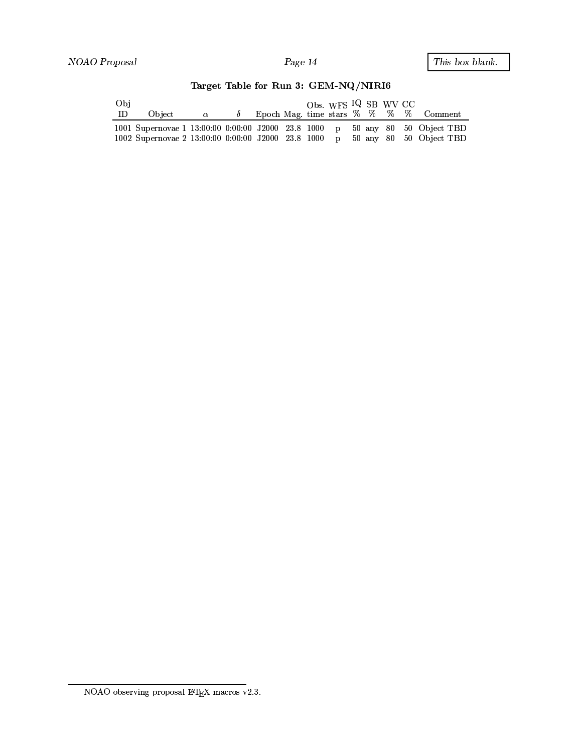### Target Table for Run 3: GEM-NQ/NIRI6

| Obj ID | Object | $\alpha$ | $\delta$ | Epoch | Mag. | Obs. time | WFS stars | IQ % | SB % | WV % | CC % | Comment |
|---|---|---|---|---|---|---|---|---|---|---|---|---|
| 1001 | Supernovae 1 | 13:00:00 | 0:00:00 | J2000 | 23.8 | 1000 | p | 50 | any | 80 | 50 | Object TBD |
| 1002 | Supernovae 2 | 13:00:00 | 0:00:00 | J2000 | 23.8 | 1000 | p | 50 | any | 80 | 50 | Object TBD |

NOAO observing proposal LaTeX macros v2.3.